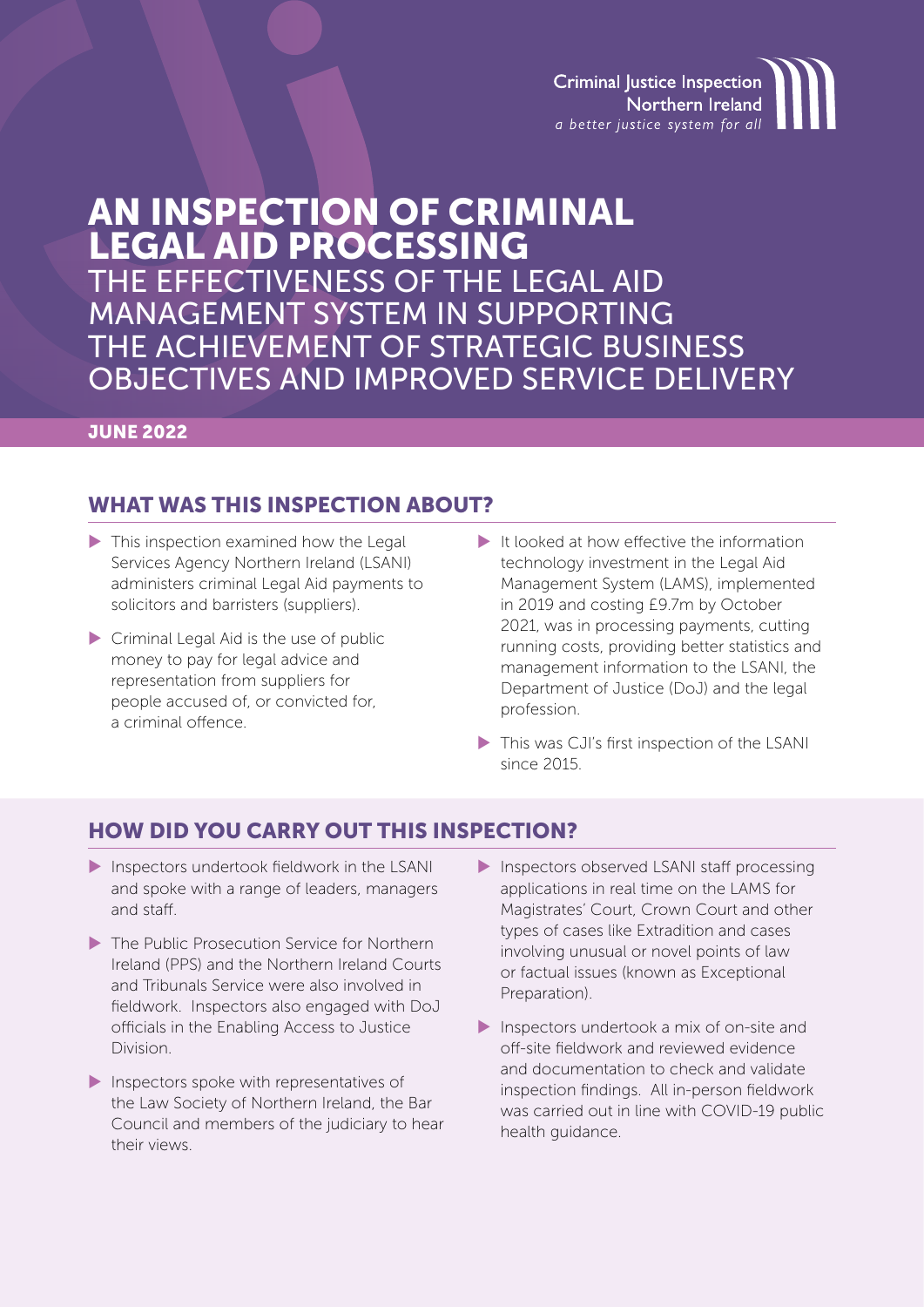Criminal Justice Inspection Northern Ireland
*a better justice system for all*

# AN INSPECTION OF CRIMINAL LEGAL AID PROCESSING

## THE EFFECTIVENESS OF THE LEGAL AID MANAGEMENT SYSTEM IN SUPPORTING THE ACHIEVEMENT OF STRATEGIC BUSINESS OBJECTIVES AND IMPROVED SERVICE DELIVERY

**JUNE 2022**

## WHAT WAS THIS INSPECTION ABOUT?

- This inspection examined how the Legal Services Agency Northern Ireland (LSANI) administers criminal Legal Aid payments to solicitors and barristers (suppliers).
- Criminal Legal Aid is the use of public money to pay for legal advice and representation from suppliers for people accused of, or convicted for, a criminal offence.
- It looked at how effective the information technology investment in the Legal Aid Management System (LAMS), implemented in 2019 and costing £9.7m by October 2021, was in processing payments, cutting running costs, providing better statistics and management information to the LSANI, the Department of Justice (DoJ) and the legal profession.
- This was CJI's first inspection of the LSANI since 2015.

## HOW DID YOU CARRY OUT THIS INSPECTION?

- Inspectors undertook fieldwork in the LSANI and spoke with a range of leaders, managers and staff.
- The Public Prosecution Service for Northern Ireland (PPS) and the Northern Ireland Courts and Tribunals Service were also involved in fieldwork. Inspectors also engaged with DoJ officials in the Enabling Access to Justice Division.
- Inspectors spoke with representatives of the Law Society of Northern Ireland, the Bar Council and members of the judiciary to hear their views.
- Inspectors observed LSANI staff processing applications in real time on the LAMS for Magistrates' Court, Crown Court and other types of cases like Extradition and cases involving unusual or novel points of law or factual issues (known as Exceptional Preparation).
- Inspectors undertook a mix of on-site and off-site fieldwork and reviewed evidence and documentation to check and validate inspection findings. All in-person fieldwork was carried out in line with COVID-19 public health guidance.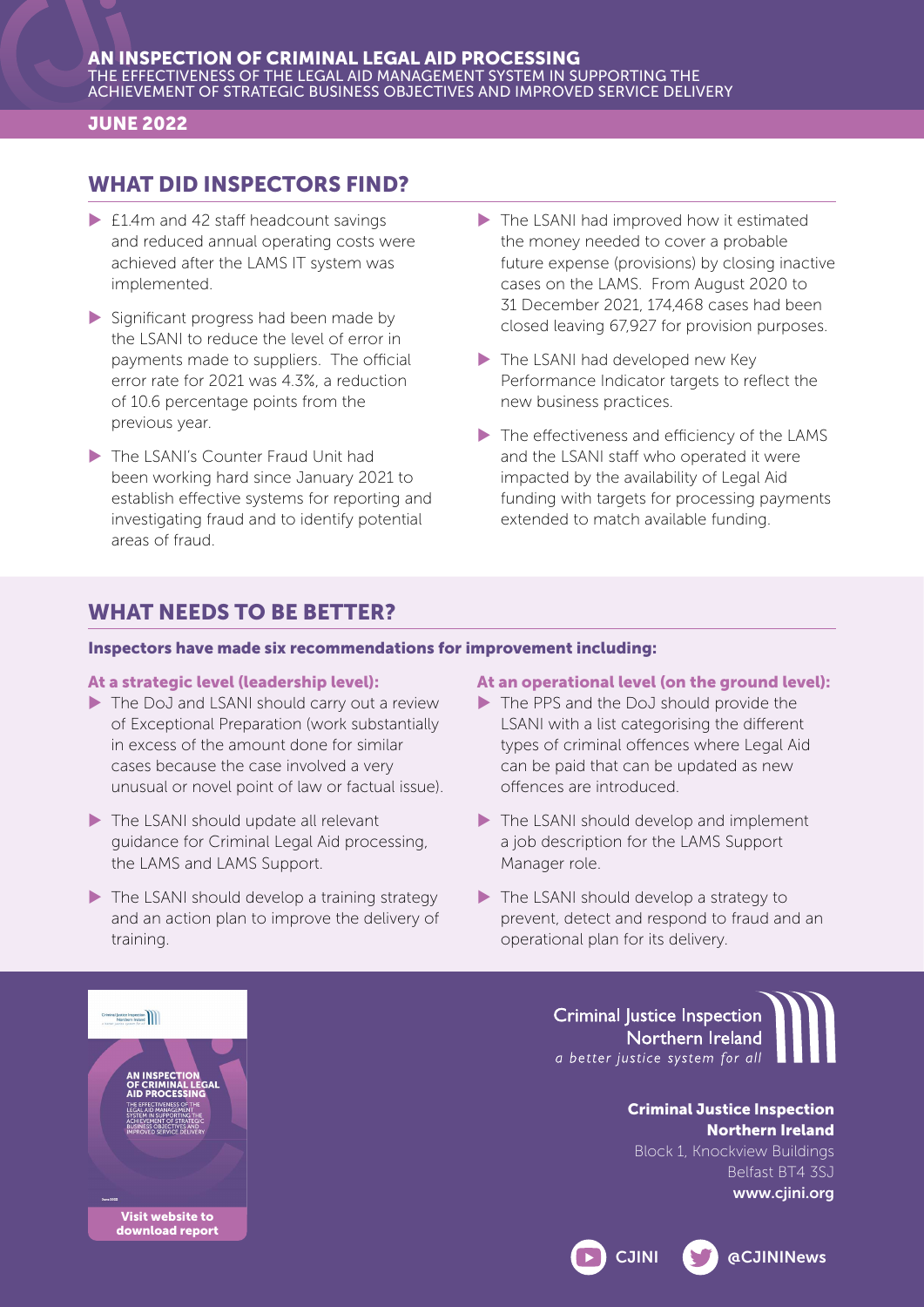# AN INSPECTION OF CRIMINAL LEGAL AID PROCESSING

THE EFFECTIVENESS OF THE LEGAL AID MANAGEMENT SYSTEM IN SUPPORTING THE ACHIEVEMENT OF STRATEGIC BUSINESS OBJECTIVES AND IMPROVED SERVICE DELIVERY

**JUNE 2022**

## WHAT DID INSPECTORS FIND?

- £1.4m and 42 staff headcount savings and reduced annual operating costs were achieved after the LAMS IT system was implemented.
- Significant progress had been made by the LSANI to reduce the level of error in payments made to suppliers. The official error rate for 2021 was 4.3%, a reduction of 10.6 percentage points from the previous year.
- The LSANI's Counter Fraud Unit had been working hard since January 2021 to establish effective systems for reporting and investigating fraud and to identify potential areas of fraud.
- The LSANI had improved how it estimated the money needed to cover a probable future expense (provisions) by closing inactive cases on the LAMS. From August 2020 to 31 December 2021, 174,468 cases had been closed leaving 67,927 for provision purposes.
- The LSANI had developed new Key Performance Indicator targets to reflect the new business practices.
- The effectiveness and efficiency of the LAMS and the LSANI staff who operated it were impacted by the availability of Legal Aid funding with targets for processing payments extended to match available funding.

## WHAT NEEDS TO BE BETTER?

**Inspectors have made six recommendations for improvement including:**

### At a strategic level (leadership level):

- The DoJ and LSANI should carry out a review of Exceptional Preparation (work substantially in excess of the amount done for similar cases because the case involved a very unusual or novel point of law or factual issue).
- The LSANI should update all relevant guidance for Criminal Legal Aid processing, the LAMS and LAMS Support.
- The LSANI should develop a training strategy and an action plan to improve the delivery of training.

### At an operational level (on the ground level):

- The PPS and the DoJ should provide the LSANI with a list categorising the different types of criminal offences where Legal Aid can be paid that can be updated as new offences are introduced.
- The LSANI should develop and implement a job description for the LAMS Support Manager role.
- The LSANI should develop a strategy to prevent, detect and respond to fraud and an operational plan for its delivery.

**Visit website to download report**

Criminal Justice Inspection Northern Ireland
*a better justice system for all*

**Criminal Justice Inspection Northern Ireland**
Block 1, Knockview Buildings
Belfast BT4 3SJ
**www.cjini.org**

CJINI @CJININews